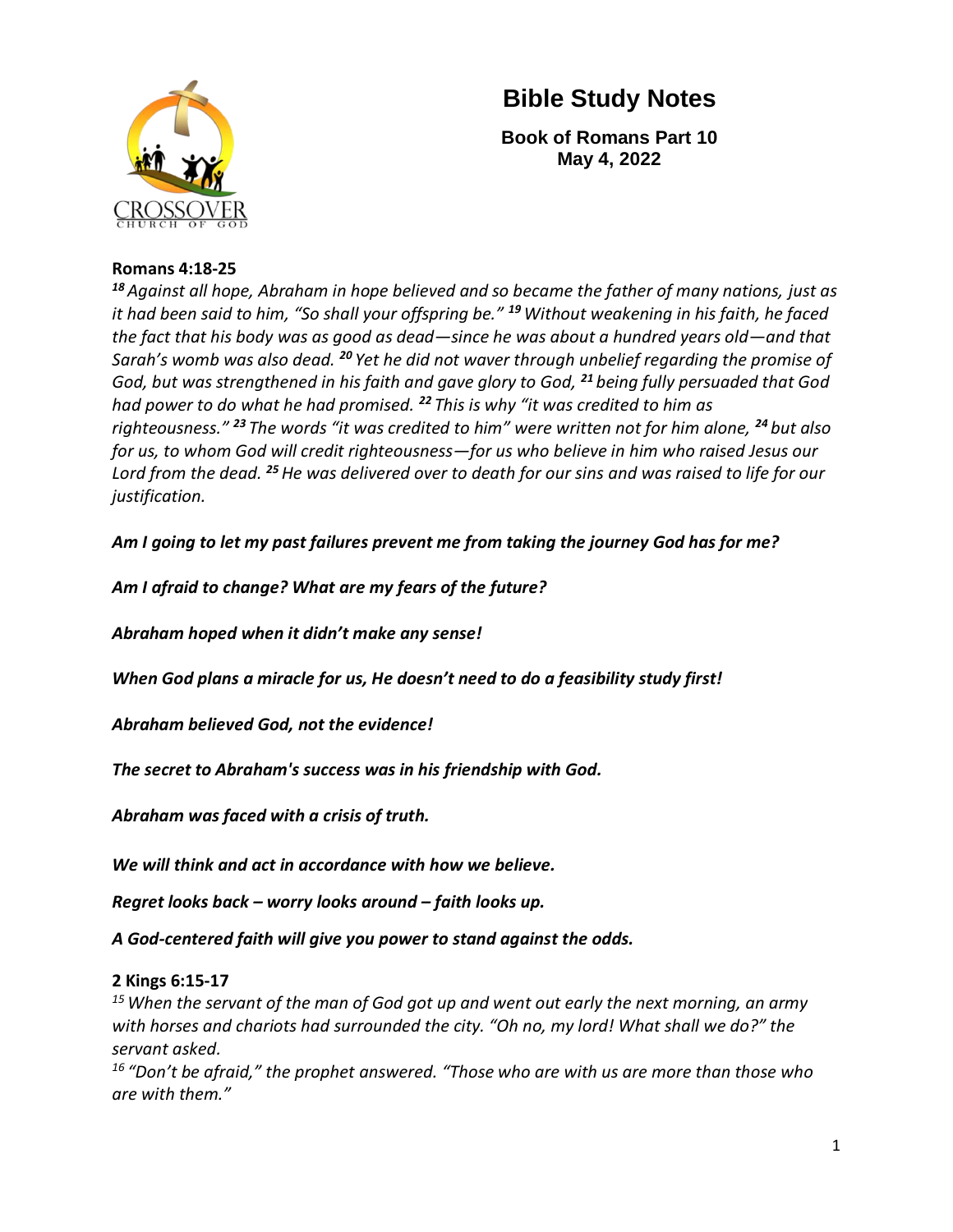# Bible Study Notes

**Book of Romans Part 10**
**May 4, 2022**

**Romans 4:18-25**

*[18] Against all hope, Abraham in hope believed and so became the father of many nations, just as it had been said to him, "So shall your offspring be." [19] Without weakening in his faith, he faced the fact that his body was as good as dead—since he was about a hundred years old—and that Sarah's womb was also dead. [20] Yet he did not waver through unbelief regarding the promise of God, but was strengthened in his faith and gave glory to God, [21] being fully persuaded that God had power to do what he had promised. [22] This is why "it was credited to him as righteousness." [23] The words "it was credited to him" were written not for him alone, [24] but also for us, to whom God will credit righteousness—for us who believe in him who raised Jesus our Lord from the dead. [25] He was delivered over to death for our sins and was raised to life for our justification.*

***Am I going to let my past failures prevent me from taking the journey God has for me?***

***Am I afraid to change? What are my fears of the future?***

***Abraham hoped when it didn't make any sense!***

***When God plans a miracle for us, He doesn't need to do a feasibility study first!***

***Abraham believed God, not the evidence!***

***The secret to Abraham's success was in his friendship with God.***

***Abraham was faced with a crisis of truth.***

***We will think and act in accordance with how we believe.***

***Regret looks back – worry looks around – faith looks up.***

***A God-centered faith will give you power to stand against the odds.***

**2 Kings 6:15-17**

*[15] When the servant of the man of God got up and went out early the next morning, an army with horses and chariots had surrounded the city. "Oh no, my lord! What shall we do?" the servant asked.*

*[16] "Don't be afraid," the prophet answered. "Those who are with us are more than those who are with them."*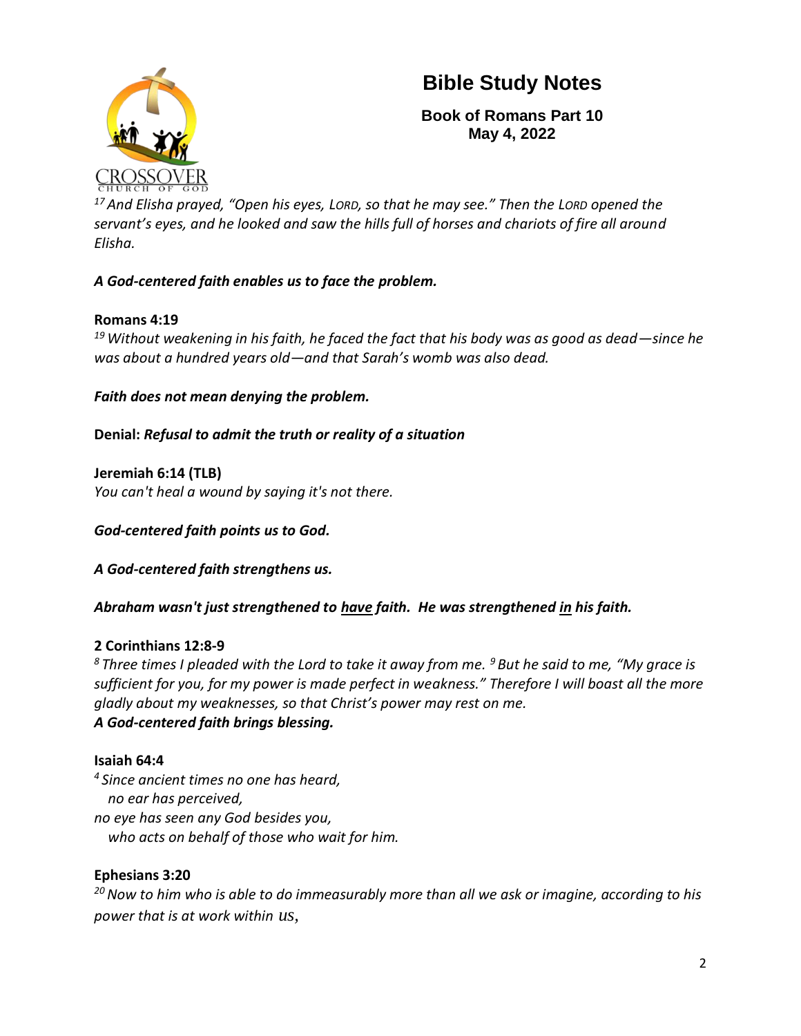# Bible Study Notes

**Book of Romans Part 10**
**May 4, 2022**

*[17] And Elisha prayed, "Open his eyes, LORD, so that he may see." Then the LORD opened the servant's eyes, and he looked and saw the hills full of horses and chariots of fire all around Elisha.*

***A God-centered faith enables us to face the problem.***

**Romans 4:19**
*[19] Without weakening in his faith, he faced the fact that his body was as good as dead—since he was about a hundred years old—and that Sarah's womb was also dead.*

***Faith does not mean denying the problem.***

**Denial:** ***Refusal to admit the truth or reality of a situation***

**Jeremiah 6:14 (TLB)**
*You can't heal a wound by saying it's not there.*

***God-centered faith points us to God.***

***A God-centered faith strengthens us.***

***Abraham wasn't just strengthened to <u>have</u> faith. He was strengthened <u>in</u> his faith.***

**2 Corinthians 12:8-9**
*[8] Three times I pleaded with the Lord to take it away from me. [9] But he said to me, "My grace is sufficient for you, for my power is made perfect in weakness." Therefore I will boast all the more gladly about my weaknesses, so that Christ's power may rest on me.*
***A God-centered faith brings blessing.***

**Isaiah 64:4**
*[4] Since ancient times no one has heard,*
*no ear has perceived,*
*no eye has seen any God besides you,*
*who acts on behalf of those who wait for him.*

**Ephesians 3:20**
*[20] Now to him who is able to do immeasurably more than all we ask or imagine, according to his power that is at work within us,*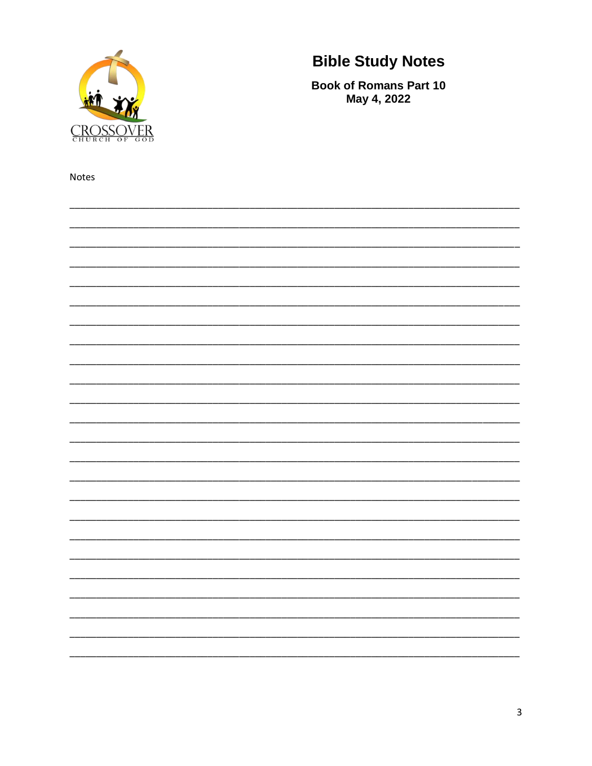CROSSOVER
CHURCH OF GOD

# Bible Study Notes

**Book of Romans Part 10**
**May 4, 2022**

Notes

___________________________________________________________________________

___________________________________________________________________________

___________________________________________________________________________

___________________________________________________________________________

___________________________________________________________________________

___________________________________________________________________________

___________________________________________________________________________

___________________________________________________________________________

___________________________________________________________________________

___________________________________________________________________________

___________________________________________________________________________

___________________________________________________________________________

___________________________________________________________________________

___________________________________________________________________________

___________________________________________________________________________

___________________________________________________________________________

___________________________________________________________________________

___________________________________________________________________________

___________________________________________________________________________

___________________________________________________________________________

___________________________________________________________________________

___________________________________________________________________________

___________________________________________________________________________

___________________________________________________________________________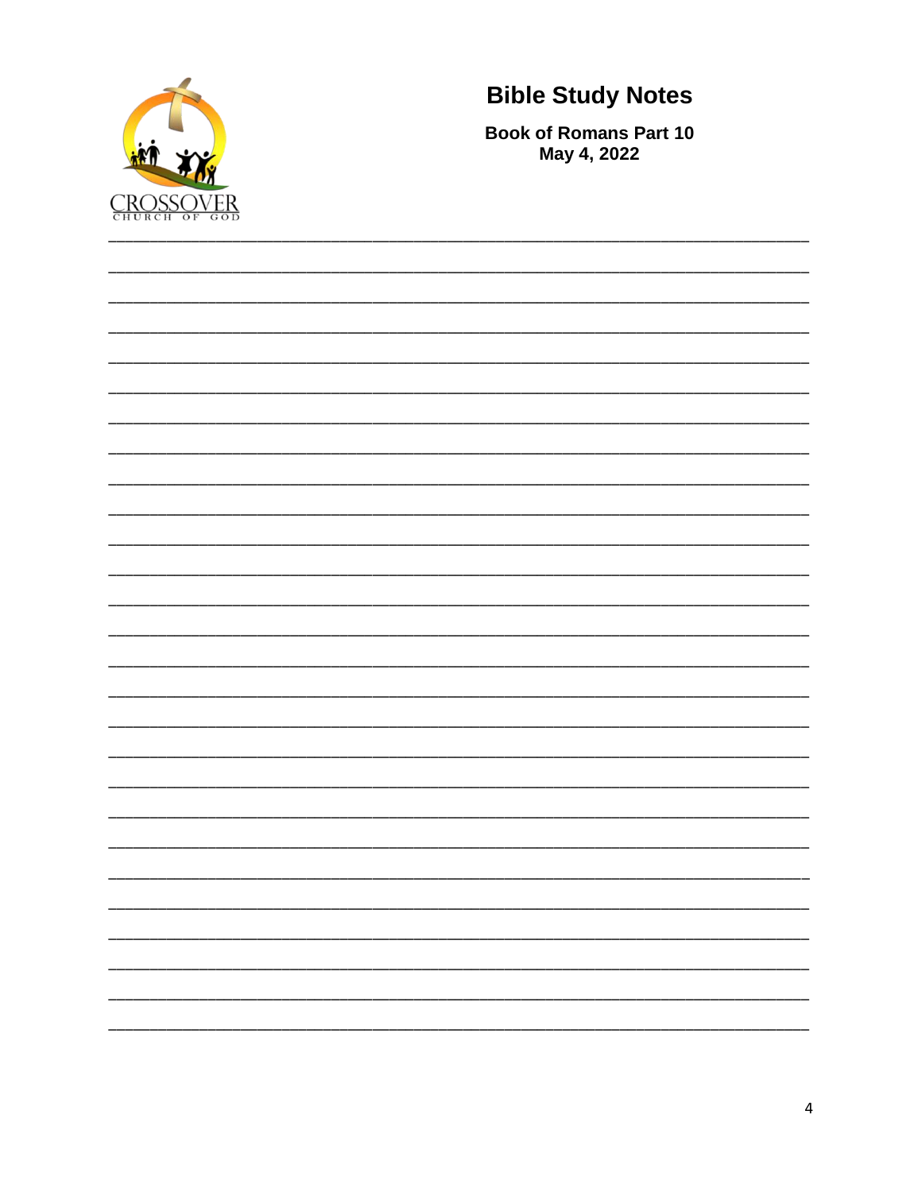# Bible Study Notes

**Book of Romans Part 10**
**May 4, 2022**

CROSSOVER
CHURCH OF GOD

______________________________________________________________________________

______________________________________________________________________________

______________________________________________________________________________

______________________________________________________________________________

______________________________________________________________________________

______________________________________________________________________________

______________________________________________________________________________

______________________________________________________________________________

______________________________________________________________________________

______________________________________________________________________________

______________________________________________________________________________

______________________________________________________________________________

______________________________________________________________________________

______________________________________________________________________________

______________________________________________________________________________

______________________________________________________________________________

______________________________________________________________________________

______________________________________________________________________________

______________________________________________________________________________

______________________________________________________________________________

______________________________________________________________________________

______________________________________________________________________________

______________________________________________________________________________

______________________________________________________________________________

______________________________________________________________________________

______________________________________________________________________________

______________________________________________________________________________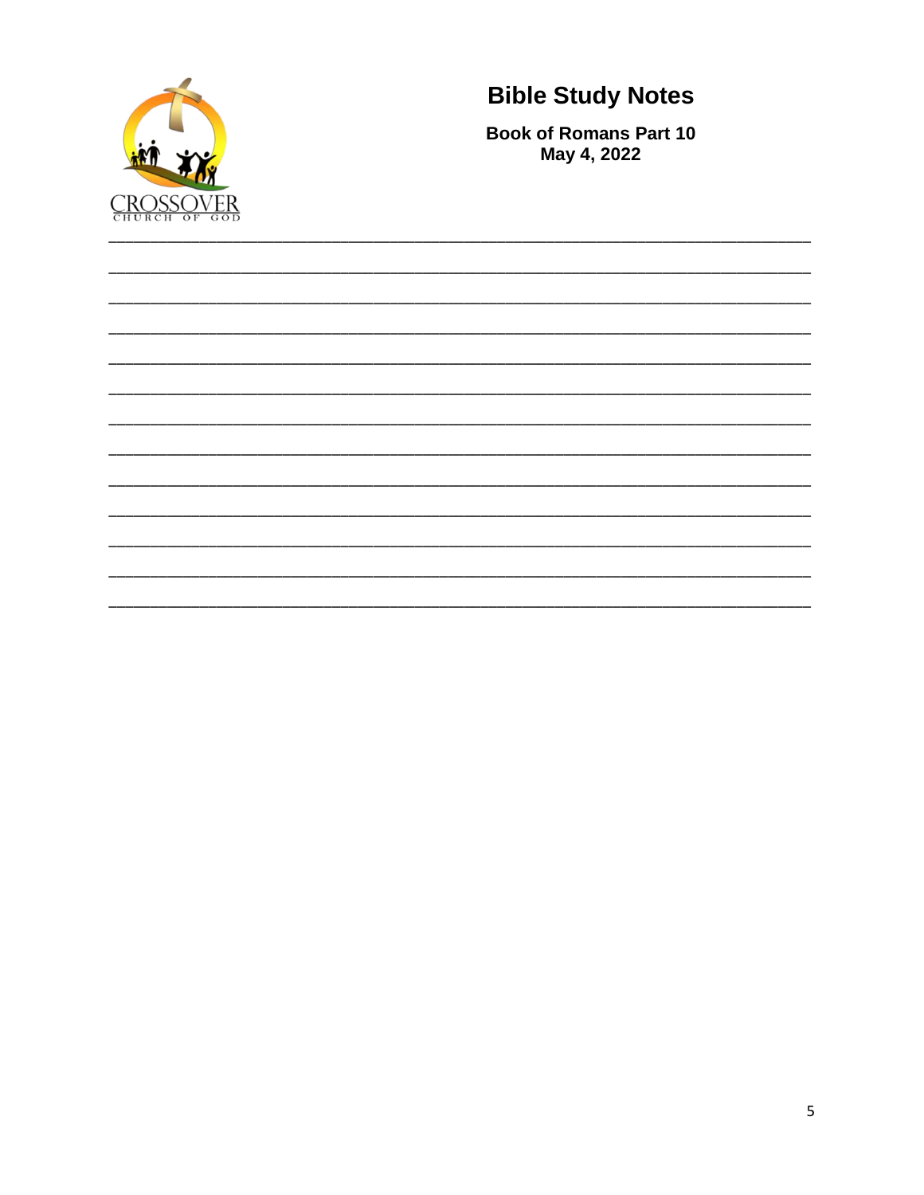# Bible Study Notes

**Book of Romans Part 10**
**May 4, 2022**

CROSSOVER
CHURCH OF GOD

_______________________________________________________________________________

_______________________________________________________________________________

_______________________________________________________________________________

_______________________________________________________________________________

_______________________________________________________________________________

_______________________________________________________________________________

_______________________________________________________________________________

_______________________________________________________________________________

_______________________________________________________________________________

_______________________________________________________________________________

_______________________________________________________________________________

_______________________________________________________________________________

_______________________________________________________________________________